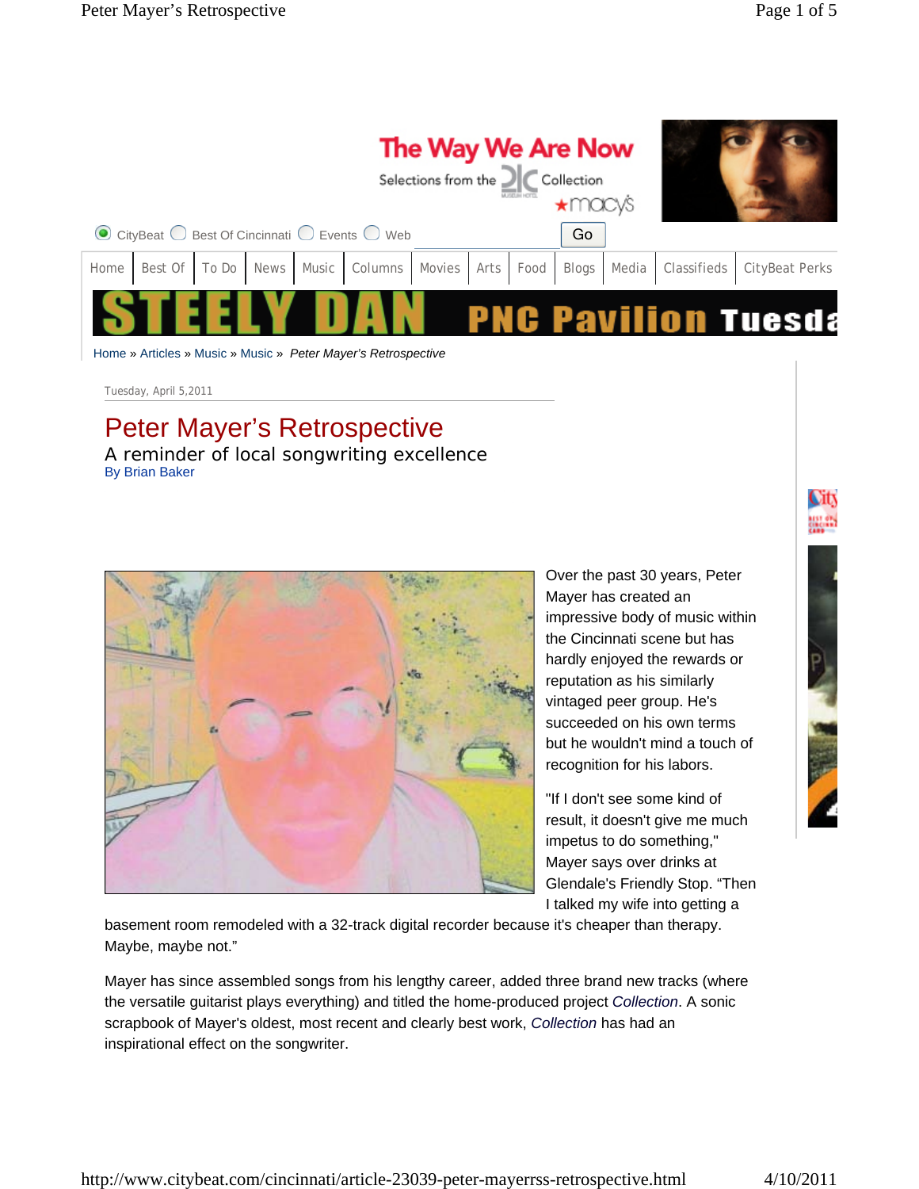Home » Articles » Music » Music » *Peter Mayer's Retrospective*

Tuesday, April 5,2011

# Peter Mayer's Retrospective

## A reminder of local songwriting excellence

By Brian Baker

Over the past 30 years, Peter Mayer has created an impressive body of music within the Cincinnati scene but has hardly enjoyed the rewards or reputation as his similarly vintaged peer group. He's succeeded on his own terms but he wouldn't mind a touch of recognition for his labors.

"If I don't see some kind of result, it doesn't give me much impetus to do something," Mayer says over drinks at Glendale's Friendly Stop. "Then I talked my wife into getting a basement room remodeled with a 32-track digital recorder because it's cheaper than therapy. Maybe, maybe not."

Mayer has since assembled songs from his lengthy career, added three brand new tracks (where the versatile guitarist plays everything) and titled the home-produced project *Collection*. A sonic scrapbook of Mayer's oldest, most recent and clearly best work, *Collection* has had an inspirational effect on the songwriter.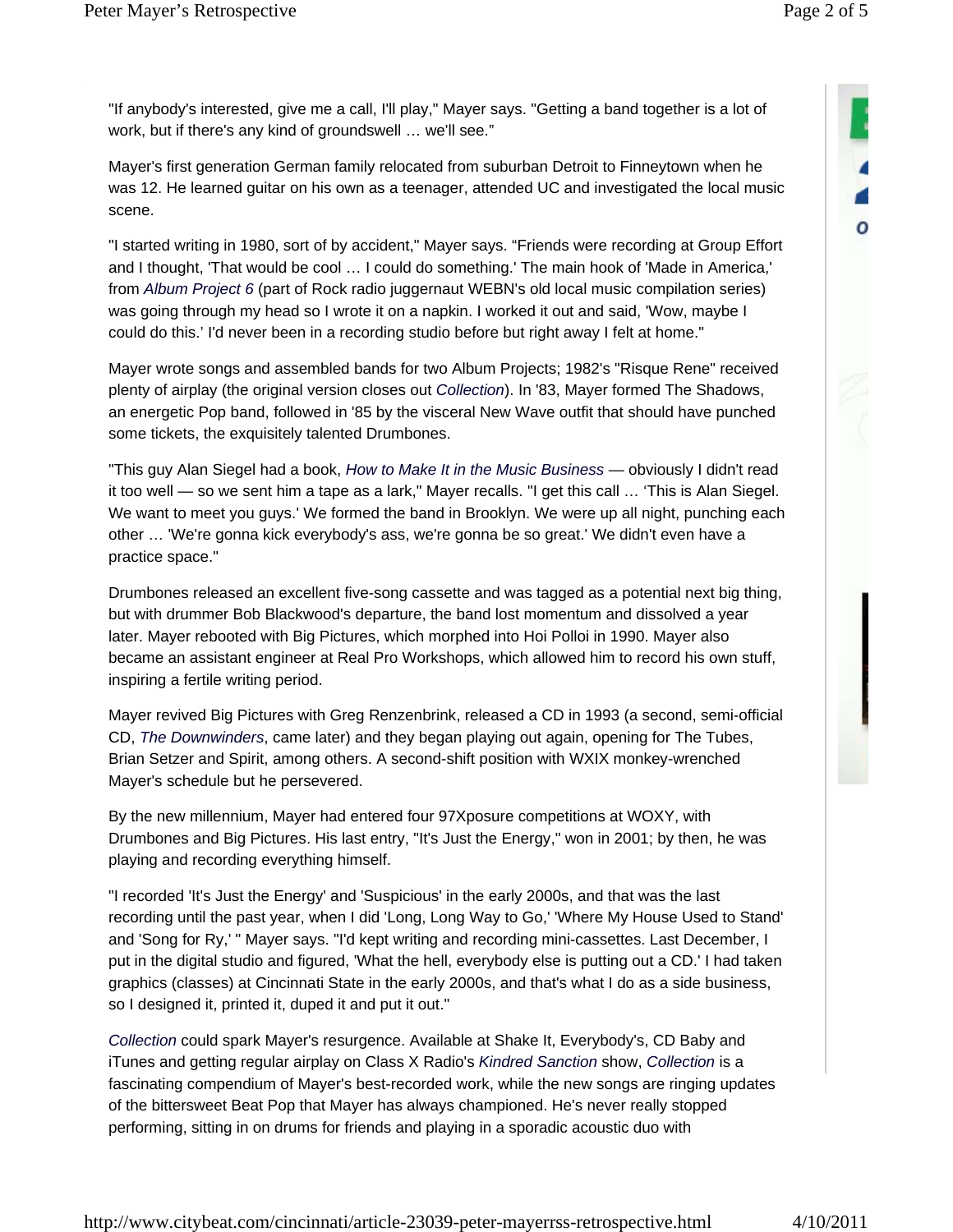"If anybody's interested, give me a call, I'll play," Mayer says. "Getting a band together is a lot of work, but if there's any kind of groundswell … we'll see."

Mayer's first generation German family relocated from suburban Detroit to Finneytown when he was 12. He learned guitar on his own as a teenager, attended UC and investigated the local music scene.

"I started writing in 1980, sort of by accident," Mayer says. "Friends were recording at Group Effort and I thought, 'That would be cool … I could do something.' The main hook of 'Made in America,' from *Album Project 6* (part of Rock radio juggernaut WEBN's old local music compilation series) was going through my head so I wrote it on a napkin. I worked it out and said, 'Wow, maybe I could do this.' I'd never been in a recording studio before but right away I felt at home."

Mayer wrote songs and assembled bands for two Album Projects; 1982's "Risque Rene" received plenty of airplay (the original version closes out *Collection*). In '83, Mayer formed The Shadows, an energetic Pop band, followed in '85 by the visceral New Wave outfit that should have punched some tickets, the exquisitely talented Drumbones.

"This guy Alan Siegel had a book, *How to Make It in the Music Business* — obviously I didn't read it too well — so we sent him a tape as a lark," Mayer recalls. "I get this call … 'This is Alan Siegel. We want to meet you guys.' We formed the band in Brooklyn. We were up all night, punching each other … 'We're gonna kick everybody's ass, we're gonna be so great.' We didn't even have a practice space."

Drumbones released an excellent five-song cassette and was tagged as a potential next big thing, but with drummer Bob Blackwood's departure, the band lost momentum and dissolved a year later. Mayer rebooted with Big Pictures, which morphed into Hoi Polloi in 1990. Mayer also became an assistant engineer at Real Pro Workshops, which allowed him to record his own stuff, inspiring a fertile writing period.

Mayer revived Big Pictures with Greg Renzenbrink, released a CD in 1993 (a second, semi-official CD, *The Downwinders*, came later) and they began playing out again, opening for The Tubes, Brian Setzer and Spirit, among others. A second-shift position with WXIX monkey-wrenched Mayer's schedule but he persevered.

By the new millennium, Mayer had entered four 97Xposure competitions at WOXY, with Drumbones and Big Pictures. His last entry, "It's Just the Energy," won in 2001; by then, he was playing and recording everything himself.

"I recorded 'It's Just the Energy' and 'Suspicious' in the early 2000s, and that was the last recording until the past year, when I did 'Long, Long Way to Go,' 'Where My House Used to Stand' and 'Song for Ry,' " Mayer says. "I'd kept writing and recording mini-cassettes. Last December, I put in the digital studio and figured, 'What the hell, everybody else is putting out a CD.' I had taken graphics (classes) at Cincinnati State in the early 2000s, and that's what I do as a side business, so I designed it, printed it, duped it and put it out."

*Collection* could spark Mayer's resurgence. Available at Shake It, Everybody's, CD Baby and iTunes and getting regular airplay on Class X Radio's *Kindred Sanction* show, *Collection* is a fascinating compendium of Mayer's best-recorded work, while the new songs are ringing updates of the bittersweet Beat Pop that Mayer has always championed. He's never really stopped performing, sitting in on drums for friends and playing in a sporadic acoustic duo with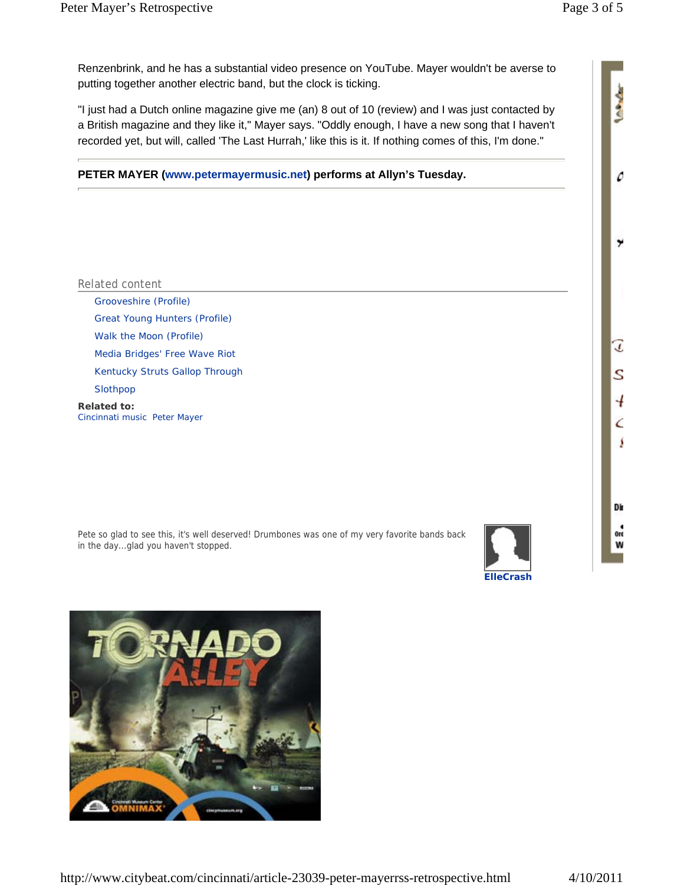Renzenbrink, and he has a substantial video presence on YouTube. Mayer wouldn't be averse to putting together another electric band, but the clock is ticking.

"I just had a Dutch online magazine give me (an) 8 out of 10 (review) and I was just contacted by a British magazine and they like it," Mayer says. "Oddly enough, I have a new song that I haven't recorded yet, but will, called 'The Last Hurrah,' like this is it. If nothing comes of this, I'm done."

---

**PETER MAYER (www.petermayermusic.net) performs at Allyn's Tuesday.**

---

Related content

- Grooveshire (Profile)
- Great Young Hunters (Profile)
- Walk the Moon (Profile)
- Media Bridges' Free Wave Riot
- Kentucky Struts Gallop Through
- Slothpop

**Related to:**
Cincinnati music  Peter Mayer

Pete so glad to see this, it's well deserved! Drumbones was one of my very favorite bands back in the day...glad you haven't stopped.

**ElleCrash**